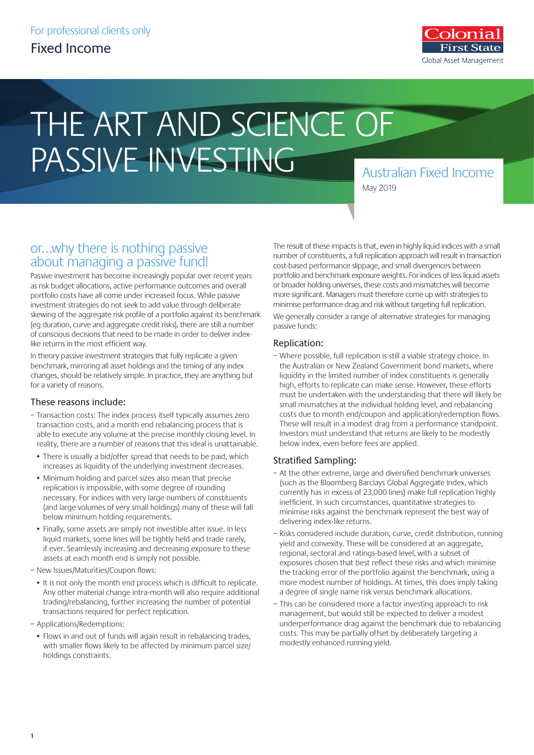For professional clients only

Fixed Income

# THE ART AND SCIENCE OF PASSIVE INVESTING

Australian Fixed Income

May 2019

## or...why there is nothing passive about managing a passive fund!

Passive investment has become increasingly popular over recent years as risk budget allocations, active performance outcomes and overall portfolio costs have all come under increased focus. While passive investment strategies do not seek to add value through deliberate skewing of the aggregate risk profile of a portfolio against its benchmark (eg duration, curve and aggregate credit risks), there are still a number of conscious decisions that need to be made in order to deliver index-like returns in the most efficient way.

In theory passive investment strategies that fully replicate a given benchmark, mirroring all asset holdings and the timing of any index changes, should be relatively simple. In practice, they are anything but for a variety of reasons.

### These reasons include:

- Transaction costs: The index process itself typically assumes zero transaction costs, and a month end rebalancing process that is able to execute any volume at the precise monthly closing level. In reality, there are a number of reasons that this ideal is unattainable.
  - There is usually a bid/offer spread that needs to be paid, which increases as liquidity of the underlying investment decreases.
  - Minimum holding and parcel sizes also mean that precise replication is impossible, with some degree of rounding necessary. For indices with very large numbers of constituents (and large volumes of very small holdings) many of these will fall below minimum holding requirements.
  - Finally, some assets are simply not investible after issue. In less liquid markets, some lines will be tightly held and trade rarely, if ever. Seamlessly increasing and decreasing exposure to these assets at each month end is simply not possible.
- New Issues/Maturities/Coupon flows:
  - It is not only the month end process which is difficult to replicate. Any other material change intra-month will also require additional trading/rebalancing, further increasing the number of potential transactions required for perfect replication.
- Applications/Redemptions:
  - Flows in and out of funds will again result in rebalancing trades, with smaller flows likely to be affected by minimum parcel size/holdings constraints.

The result of these impacts is that, even in highly liquid indices with a small number of constituents, a full replication approach will result in transaction cost-based performance slippage, and small divergences between portfolio and benchmark exposure weights. For indices of less liquid assets or broader holding universes, these costs and mismatches will become more significant. Managers must therefore come up with strategies to minimise performance drag and risk without targeting full replication.

We generally consider a range of alternative strategies for managing passive funds:

### Replication:

- Where possible, full replication is still a viable strategy choice. In the Australian or New Zealand Government bond markets, where liquidity in the limited number of index constituents is generally high, efforts to replicate can make sense. However, these efforts must be undertaken with the understanding that there will likely be small mismatches at the individual holding level, and rebalancing costs due to month end/coupon and application/redemption flows. These will result in a modest drag from a performance standpoint. Investors must understand that returns are likely to be modestly below index, even before fees are applied.

### Stratified Sampling:

- At the other extreme, large and diversified benchmark universes (such as the Bloomberg Barclays Global Aggregate Index, which currently has in excess of 23,000 lines) make full replication highly inefficient. In such circumstances, quantitative strategies to minimise risks against the benchmark represent the best way of delivering index-like returns.
- Risks considered include duration, curve, credit distribution, running yield and convexity. These will be considered at an aggregate, regional, sectoral and ratings-based level, with a subset of exposures chosen that best reflect these risks and which minimise the tracking error of the portfolio against the benchmark, using a more modest number of holdings. At times, this does imply taking a degree of single name risk versus benchmark allocations.
- This can be considered more a factor investing approach to risk management, but would still be expected to deliver a modest underperformance drag against the benchmark due to rebalancing costs. This may be partially offset by deliberately targeting a modestly enhanced running yield.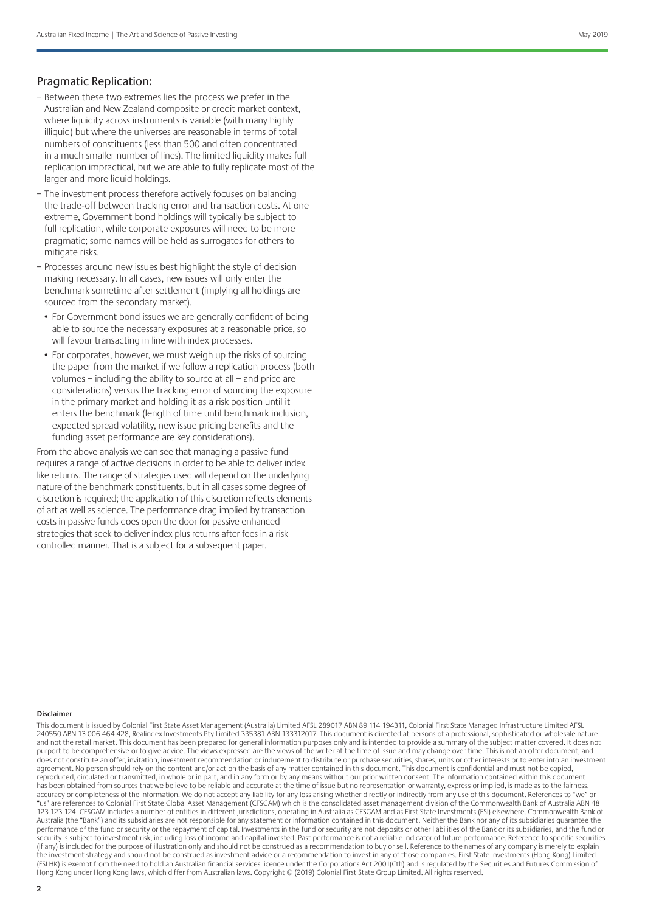## Pragmatic Replication:

- Between these two extremes lies the process we prefer in the Australian and New Zealand composite or credit market context, where liquidity across instruments is variable (with many highly illiquid) but where the universes are reasonable in terms of total numbers of constituents (less than 500 and often concentrated in a much smaller number of lines). The limited liquidity makes full replication impractical, but we are able to fully replicate most of the larger and more liquid holdings.
- The investment process therefore actively focuses on balancing the trade-off between tracking error and transaction costs. At one extreme, Government bond holdings will typically be subject to full replication, while corporate exposures will need to be more pragmatic; some names will be held as surrogates for others to mitigate risks.
- Processes around new issues best highlight the style of decision making necessary. In all cases, new issues will only enter the benchmark sometime after settlement (implying all holdings are sourced from the secondary market).
  - For Government bond issues we are generally confident of being able to source the necessary exposures at a reasonable price, so will favour transacting in line with index processes.
  - For corporates, however, we must weigh up the risks of sourcing the paper from the market if we follow a replication process (both volumes – including the ability to source at all – and price are considerations) versus the tracking error of sourcing the exposure in the primary market and holding it as a risk position until it enters the benchmark (length of time until benchmark inclusion, expected spread volatility, new issue pricing benefits and the funding asset performance are key considerations).

From the above analysis we can see that managing a passive fund requires a range of active decisions in order to be able to deliver index like returns. The range of strategies used will depend on the underlying nature of the benchmark constituents, but in all cases some degree of discretion is required; the application of this discretion reflects elements of art as well as science. The performance drag implied by transaction costs in passive funds does open the door for passive enhanced strategies that seek to deliver index plus returns after fees in a risk controlled manner. That is a subject for a subsequent paper.

**Disclaimer**

This document is issued by Colonial First State Asset Management (Australia) Limited AFSL 289017 ABN 89 114 194311, Colonial First State Managed Infrastructure Limited AFSL 240550 ABN 13 006 464 428, Realindex Investments Pty Limited 335381 ABN 133312017. This document is directed at persons of a professional, sophisticated or wholesale nature and not the retail market. This document has been prepared for general information purposes only and is intended to provide a summary of the subject matter covered. It does not purport to be comprehensive or to give advice. The views expressed are the views of the writer at the time of issue and may change over time. This is not an offer document, and does not constitute an offer, invitation, investment recommendation or inducement to distribute or purchase securities, shares, units or other interests or to enter into an investment agreement. No person should rely on the content and/or act on the basis of any matter contained in this document. This document is confidential and must not be copied, reproduced, circulated or transmitted, in whole or in part, and in any form or by any means without our prior written consent. The information contained within this document has been obtained from sources that we believe to be reliable and accurate at the time of issue but no representation or warranty, express or implied, is made as to the fairness, accuracy or completeness of the information. We do not accept any liability for any loss arising whether directly or indirectly from any use of this document. References to "we" or "us" are references to Colonial First State Global Asset Management (CFSGAM) which is the consolidated asset management division of the Commonwealth Bank of Australia ABN 48 123 123 124. CFSGAM includes a number of entities in different jurisdictions, operating in Australia as CFSGAM and as First State Investments (FSI) elsewhere. Commonwealth Bank of Australia (the "Bank") and its subsidiaries are not responsible for any statement or information contained in this document. Neither the Bank nor any of its subsidiaries guarantee the performance of the fund or security or the repayment of capital. Investments in the fund or security are not deposits or other liabilities of the Bank or its subsidiaries, and the fund or security is subject to investment risk, including loss of income and capital invested. Past performance is not a reliable indicator of future performance. Reference to specific securities (if any) is included for the purpose of illustration only and should not be construed as a recommendation to buy or sell. Reference to the names of any company is merely to explain the investment strategy and should not be construed as investment advice or a recommendation to invest in any of those companies. First State Investments (Hong Kong) Limited (FSI HK) is exempt from the need to hold an Australian financial services licence under the Corporations Act 2001(Cth) and is regulated by the Securities and Futures Commission of Hong Kong under Hong Kong laws, which differ from Australian laws. Copyright © (2019) Colonial First State Group Limited. All rights reserved.